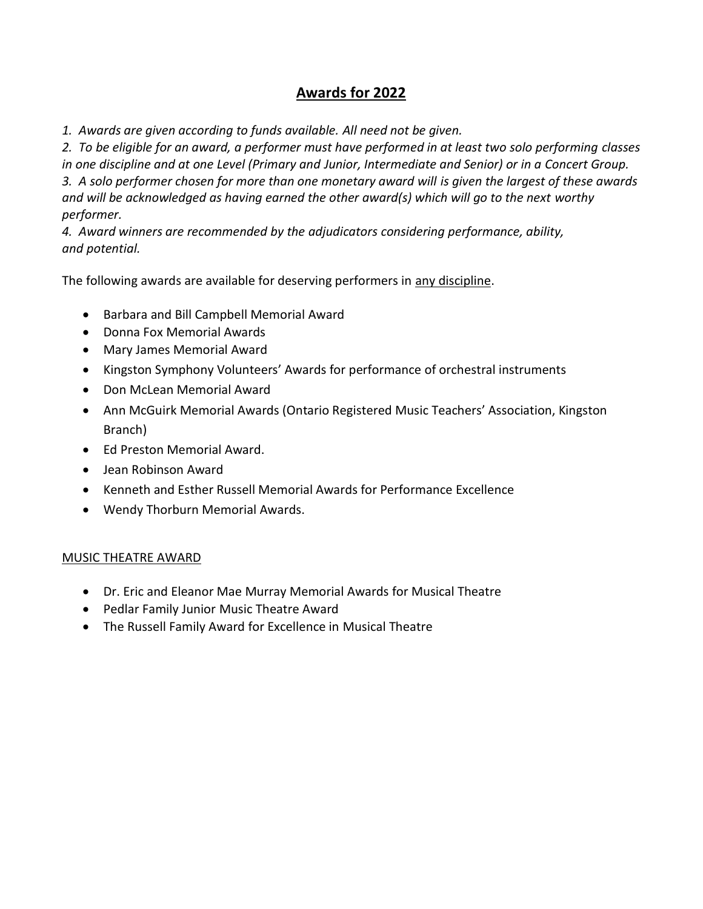# **Awards for 2022**

*1. Awards are given according to funds available. All need not be given.*
*2. To be eligible for an award, a performer must have performed in at least two solo performing classes in one discipline and at one Level (Primary and Junior, Intermediate and Senior) or in a Concert Group.*
*3. A solo performer chosen for more than one monetary award will is given the largest of these awards and will be acknowledged as having earned the other award(s) which will go to the next worthy performer.*
*4. Award winners are recommended by the adjudicators considering performance, ability, and potential.*

The following awards are available for deserving performers in any discipline.

- Barbara and Bill Campbell Memorial Award
- Donna Fox Memorial Awards
- Mary James Memorial Award
- Kingston Symphony Volunteers' Awards for performance of orchestral instruments
- Don McLean Memorial Award
- Ann McGuirk Memorial Awards (Ontario Registered Music Teachers' Association, Kingston Branch)
- Ed Preston Memorial Award.
- Jean Robinson Award
- Kenneth and Esther Russell Memorial Awards for Performance Excellence
- Wendy Thorburn Memorial Awards.

MUSIC THEATRE AWARD

- Dr. Eric and Eleanor Mae Murray Memorial Awards for Musical Theatre
- Pedlar Family Junior Music Theatre Award
- The Russell Family Award for Excellence in Musical Theatre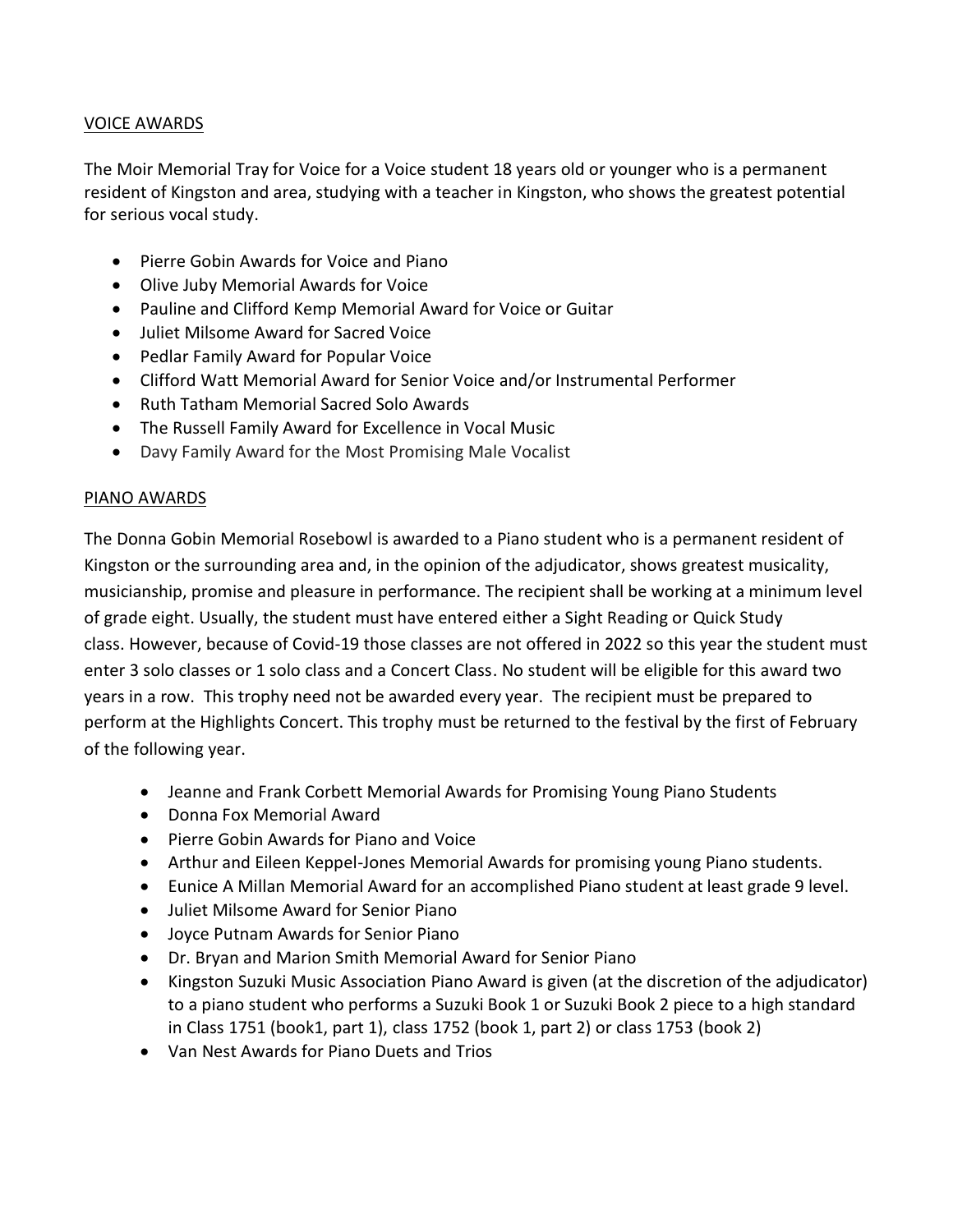## VOICE AWARDS

The Moir Memorial Tray for Voice for a Voice student 18 years old or younger who is a permanent resident of Kingston and area, studying with a teacher in Kingston, who shows the greatest potential for serious vocal study.

- Pierre Gobin Awards for Voice and Piano
- Olive Juby Memorial Awards for Voice
- Pauline and Clifford Kemp Memorial Award for Voice or Guitar
- Juliet Milsome Award for Sacred Voice
- Pedlar Family Award for Popular Voice
- Clifford Watt Memorial Award for Senior Voice and/or Instrumental Performer
- Ruth Tatham Memorial Sacred Solo Awards
- The Russell Family Award for Excellence in Vocal Music
- Davy Family Award for the Most Promising Male Vocalist

## PIANO AWARDS

The Donna Gobin Memorial Rosebowl is awarded to a Piano student who is a permanent resident of Kingston or the surrounding area and, in the opinion of the adjudicator, shows greatest musicality, musicianship, promise and pleasure in performance. The recipient shall be working at a minimum level of grade eight. Usually, the student must have entered either a Sight Reading or Quick Study class. However, because of Covid-19 those classes are not offered in 2022 so this year the student must enter 3 solo classes or 1 solo class and a Concert Class. No student will be eligible for this award two years in a row. This trophy need not be awarded every year. The recipient must be prepared to perform at the Highlights Concert. This trophy must be returned to the festival by the first of February of the following year.

- Jeanne and Frank Corbett Memorial Awards for Promising Young Piano Students
- Donna Fox Memorial Award
- Pierre Gobin Awards for Piano and Voice
- Arthur and Eileen Keppel-Jones Memorial Awards for promising young Piano students.
- Eunice A Millan Memorial Award for an accomplished Piano student at least grade 9 level.
- Juliet Milsome Award for Senior Piano
- Joyce Putnam Awards for Senior Piano
- Dr. Bryan and Marion Smith Memorial Award for Senior Piano
- Kingston Suzuki Music Association Piano Award is given (at the discretion of the adjudicator) to a piano student who performs a Suzuki Book 1 or Suzuki Book 2 piece to a high standard in Class 1751 (book1, part 1), class 1752 (book 1, part 2) or class 1753 (book 2)
- Van Nest Awards for Piano Duets and Trios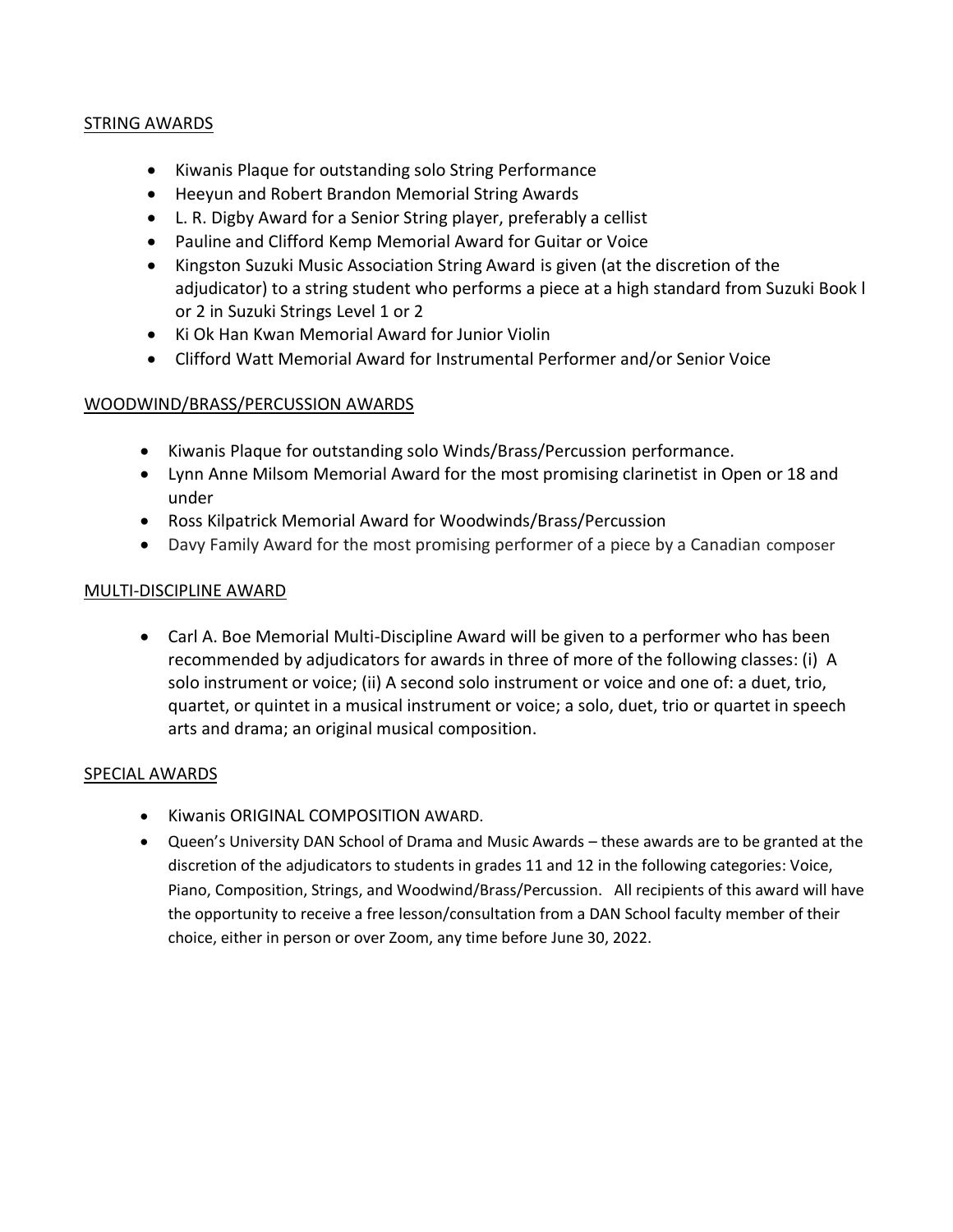## STRING AWARDS

- Kiwanis Plaque for outstanding solo String Performance
- Heeyun and Robert Brandon Memorial String Awards
- L. R. Digby Award for a Senior String player, preferably a cellist
- Pauline and Clifford Kemp Memorial Award for Guitar or Voice
- Kingston Suzuki Music Association String Award is given (at the discretion of the adjudicator) to a string student who performs a piece at a high standard from Suzuki Book l or 2 in Suzuki Strings Level 1 or 2
- Ki Ok Han Kwan Memorial Award for Junior Violin
- Clifford Watt Memorial Award for Instrumental Performer and/or Senior Voice

## WOODWIND/BRASS/PERCUSSION AWARDS

- Kiwanis Plaque for outstanding solo Winds/Brass/Percussion performance.
- Lynn Anne Milsom Memorial Award for the most promising clarinetist in Open or 18 and under
- Ross Kilpatrick Memorial Award for Woodwinds/Brass/Percussion
- Davy Family Award for the most promising performer of a piece by a Canadian composer

## MULTI-DISCIPLINE AWARD

- Carl A. Boe Memorial Multi-Discipline Award will be given to a performer who has been recommended by adjudicators for awards in three of more of the following classes: (i) A solo instrument or voice; (ii) A second solo instrument or voice and one of: a duet, trio, quartet, or quintet in a musical instrument or voice; a solo, duet, trio or quartet in speech arts and drama; an original musical composition.

## SPECIAL AWARDS

- Kiwanis ORIGINAL COMPOSITION AWARD.
- Queen's University DAN School of Drama and Music Awards – these awards are to be granted at the discretion of the adjudicators to students in grades 11 and 12 in the following categories: Voice, Piano, Composition, Strings, and Woodwind/Brass/Percussion. All recipients of this award will have the opportunity to receive a free lesson/consultation from a DAN School faculty member of their choice, either in person or over Zoom, any time before June 30, 2022.